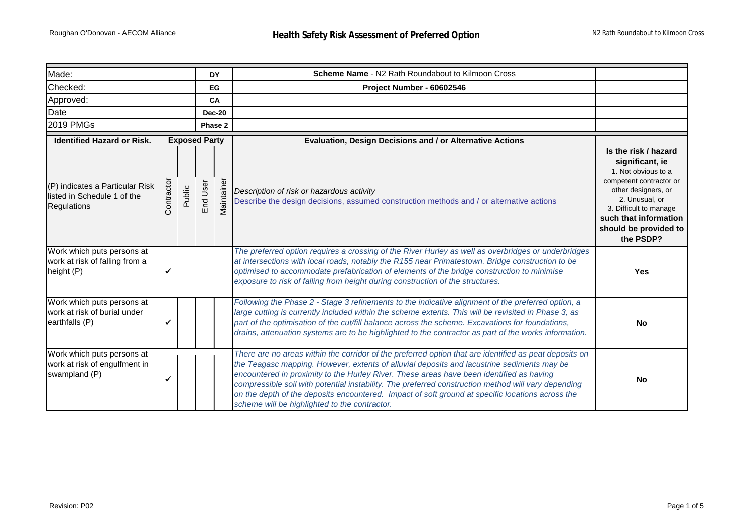| Made: | DY | Scheme Name - N2 Rath Roundabout to Kilmoon Cross | |
|---|---|---|---|
| Checked: | EG | Project Number - 60602546 | |
| Approved: | CA | | |
| Date | Dec-20 | | |
| 2019 PMGs | Phase 2 | | |

| Identified Hazard or Risk. | Exposed Party | | | | Evaluation, Design Decisions and / or Alternative Actions | |
|---|---|---|---|---|---|---|
| (P) indicates a Particular Risk listed in Schedule 1 of the Regulations | Contractor | Public | End User | Maintainer | *Description of risk or hazardous activity*<br>Describe the design decisions, assumed construction methods and / or alternative actions | **Is the risk / hazard significant, ie**<br>1. Not obvious to a competent contractor or other designers, or<br>2. Unusual, or<br>3. Difficult to manage<br>**such that information should be provided to the PSDP?** |
| Work which puts persons at work at risk of falling from a height (P) | ✓ | | | | *The preferred option requires a crossing of the River Hurley as well as overbridges or underbridges at intersections with local roads, notably the R155 near Primatestown. Bridge construction to be optimised to accommodate prefabrication of elements of the bridge construction to minimise exposure to risk of falling from height during construction of the structures.* | **Yes** |
| Work which puts persons at work at risk of burial under earthfalls (P) | ✓ | | | | *Following the Phase 2 - Stage 3 refinements to the indicative alignment of the preferred option, a large cutting is currently included within the scheme extents. This will be revisited in Phase 3, as part of the optimisation of the cut/fill balance across the scheme. Excavations for foundations, drains, attenuation systems are to be highlighted to the contractor as part of the works information.* | **No** |
| Work which puts persons at work at risk of engulfment in swampland (P) | ✓ | | | | *There are no areas within the corridor of the preferred option that are identified as peat deposits on the Teagasc mapping. However, extents of alluvial deposits and lacustrine sediments may be encountered in proximity to the Hurley River. These areas have been identified as having compressible soil with potential instability. The preferred construction method will vary depending on the depth of the deposits encountered. Impact of soft ground at specific locations across the scheme will be highlighted to the contractor.* | **No** |

Revision: P02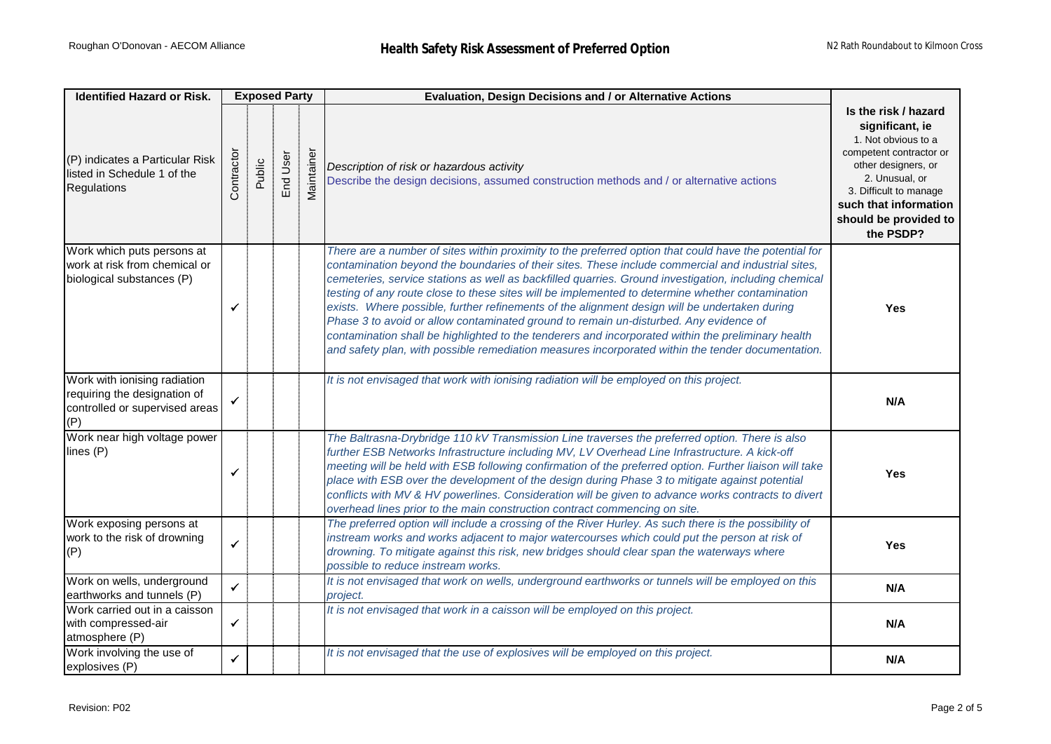| Identified Hazard or Risk. | Exposed Party | | | | Evaluation, Design Decisions and / or Alternative Actions | |
|---|---|---|---|---|---|---|
| (P) indicates a Particular Risk listed in Schedule 1 of the Regulations | Contractor | Public | End User | Maintainer | *Description of risk or hazardous activity* Describe the design decisions, assumed construction methods and / or alternative actions | **Is the risk / hazard significant, ie** 1. Not obvious to a competent contractor or other designers, or 2. Unusual, or 3. Difficult to manage **such that information should be provided to the PSDP?** |
| Work which puts persons at work at risk from chemical or biological substances (P) | ✓ | | | | *There are a number of sites within proximity to the preferred option that could have the potential for contamination beyond the boundaries of their sites. These include commercial and industrial sites, cemeteries, service stations as well as backfilled quarries. Ground investigation, including chemical testing of any route close to these sites will be implemented to determine whether contamination exists. Where possible, further refinements of the alignment design will be undertaken during Phase 3 to avoid or allow contaminated ground to remain un-disturbed. Any evidence of contamination shall be highlighted to the tenderers and incorporated within the preliminary health and safety plan, with possible remediation measures incorporated within the tender documentation.* | **Yes** |
| Work with ionising radiation requiring the designation of controlled or supervised areas (P) | ✓ | | | | *It is not envisaged that work with ionising radiation will be employed on this project.* | **N/A** |
| Work near high voltage power lines (P) | ✓ | | | | *The Baltrasna-Drybridge 110 kV Transmission Line traverses the preferred option. There is also further ESB Networks Infrastructure including MV, LV Overhead Line Infrastructure. A kick-off meeting will be held with ESB following confirmation of the preferred option. Further liaison will take place with ESB over the development of the design during Phase 3 to mitigate against potential conflicts with MV & HV powerlines. Consideration will be given to advance works contracts to divert overhead lines prior to the main construction contract commencing on site.* | **Yes** |
| Work exposing persons at work to the risk of drowning (P) | ✓ | | | | *The preferred option will include a crossing of the River Hurley. As such there is the possibility of instream works and works adjacent to major watercourses which could put the person at risk of drowning. To mitigate against this risk, new bridges should clear span the waterways where possible to reduce instream works.* | **Yes** |
| Work on wells, underground earthworks and tunnels (P) | ✓ | | | | *It is not envisaged that work on wells, underground earthworks or tunnels will be employed on this project.* | **N/A** |
| Work carried out in a caisson with compressed-air atmosphere (P) | ✓ | | | | *It is not envisaged that work in a caisson will be employed on this project.* | **N/A** |
| Work involving the use of explosives (P) | ✓ | | | | *It is not envisaged that the use of explosives will be employed on this project.* | **N/A** |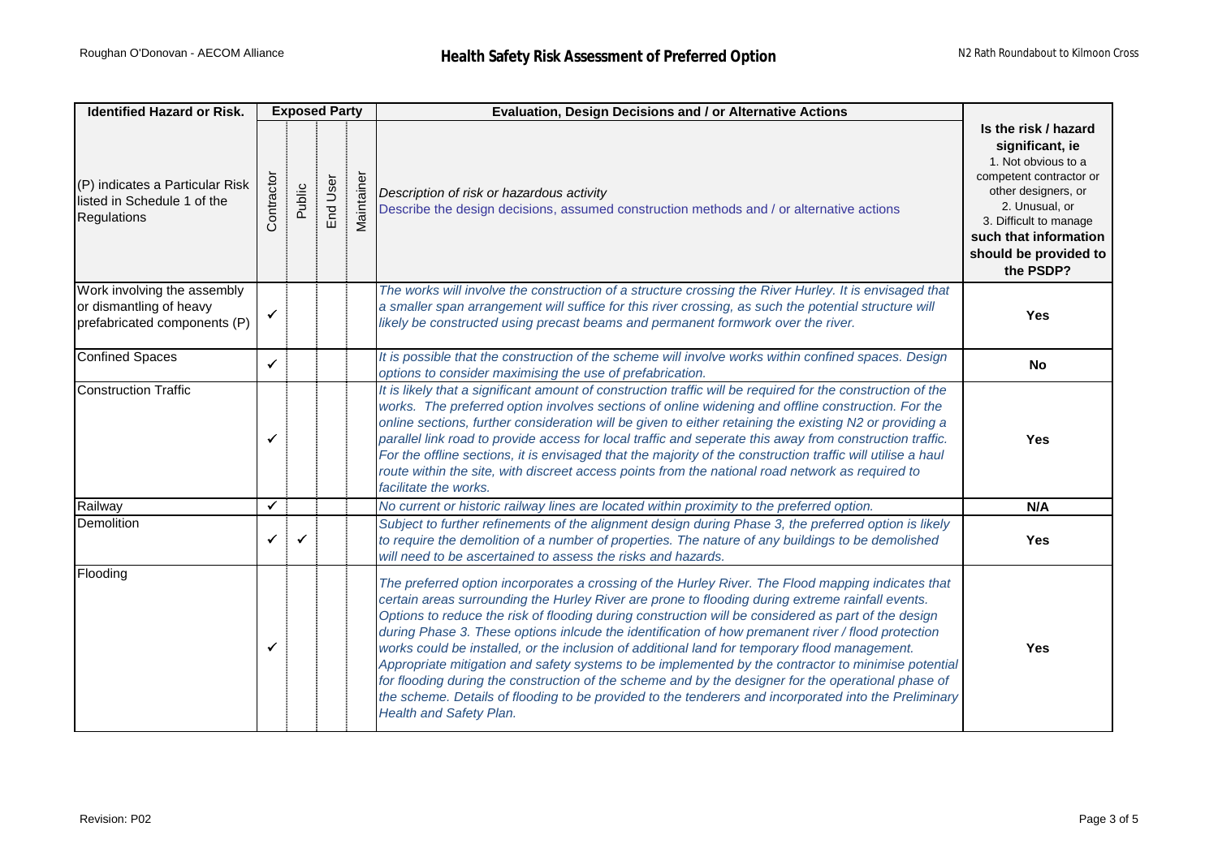# Health Safety Risk Assessment of Preferred Option

| Identified Hazard or Risk. | Exposed Party | | | | Evaluation, Design Decisions and / or Alternative Actions | |
|---|---|---|---|---|---|---|
| (P) indicates a Particular Risk listed in Schedule 1 of the Regulations | Contractor | Public | End User | Maintainer | Description of risk or hazardous activity<br>Describe the design decisions, assumed construction methods and / or alternative actions | Is the risk / hazard significant, ie<br>1. Not obvious to a competent contractor or other designers, or<br>2. Unusual, or<br>3. Difficult to manage<br>such that information should be provided to the PSDP? |
| Work involving the assembly or dismantling of heavy prefabricated components (P) | ✓ | | | | *The works will involve the construction of a structure crossing the River Hurley. It is envisaged that a smaller span arrangement will suffice for this river crossing, as such the potential structure will likely be constructed using precast beams and permanent formwork over the river.* | **Yes** |
| Confined Spaces | ✓ | | | | *It is possible that the construction of the scheme will involve works within confined spaces. Design options to consider maximising the use of prefabrication.* | **No** |
| Construction Traffic | ✓ | | | | *It is likely that a significant amount of construction traffic will be required for the construction of the works. The preferred option involves sections of online widening and offline construction. For the online sections, further consideration will be given to either retaining the existing N2 or providing a parallel link road to provide access for local traffic and seperate this away from construction traffic. For the offline sections, it is envisaged that the majority of the construction traffic will utilise a haul route within the site, with discreet access points from the national road network as required to facilitate the works.* | **Yes** |
| Railway | ✓ | | | | *No current or historic railway lines are located within proximity to the preferred option.* | **N/A** |
| Demolition | ✓ | ✓ | | | *Subject to further refinements of the alignment design during Phase 3, the preferred option is likely to require the demolition of a number of properties. The nature of any buildings to be demolished will need to be ascertained to assess the risks and hazards.* | **Yes** |
| Flooding | ✓ | | | | *The preferred option incorporates a crossing of the Hurley River. The Flood mapping indicates that certain areas surrounding the Hurley River are prone to flooding during extreme rainfall events. Options to reduce the risk of flooding during construction will be considered as part of the design during Phase 3. These options inlcude the identification of how premanent river / flood protection works could be installed, or the inclusion of additional land for temporary flood management. Appropriate mitigation and safety systems to be implemented by the contractor to minimise potential for flooding during the construction of the scheme and by the designer for the operational phase of the scheme. Details of flooding to be provided to the tenderers and incorporated into the Preliminary Health and Safety Plan.* | **Yes** |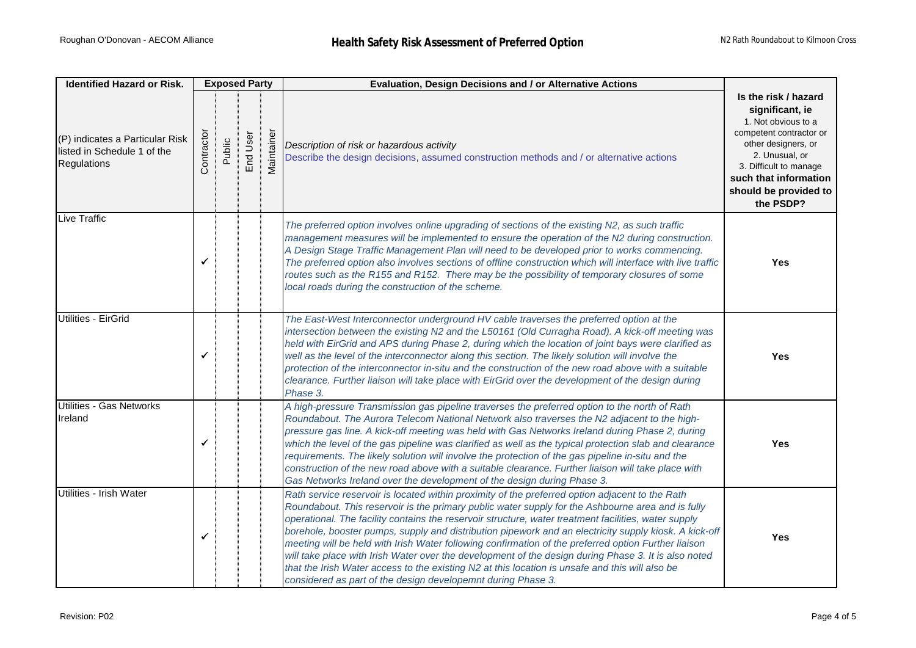| Identified Hazard or Risk. | Exposed Party | | | | Evaluation, Design Decisions and / or Alternative Actions | |
|---|---|---|---|---|---|---|
| (P) indicates a Particular Risk listed in Schedule 1 of the Regulations | Contractor | Public | End User | Maintainer | *Description of risk or hazardous activity* Describe the design decisions, assumed construction methods and / or alternative actions | **Is the risk / hazard significant, ie** 1. Not obvious to a competent contractor or other designers, or 2. Unusual, or 3. Difficult to manage **such that information should be provided to the PSDP?** |
| Live Traffic | ✓ | | | | *The preferred option involves online upgrading of sections of the existing N2, as such traffic management measures will be implemented to ensure the operation of the N2 during construction. A Design Stage Traffic Management Plan will need to be developed prior to works commencing. The preferred option also involves sections of offline construction which will interface with live traffic routes such as the R155 and R152. There may be the possibility of temporary closures of some local roads during the construction of the scheme.* | **Yes** |
| Utilities - EirGrid | ✓ | | | | *The East-West Interconnector underground HV cable traverses the preferred option at the intersection between the existing N2 and the L50161 (Old Curragha Road). A kick-off meeting was held with EirGrid and APS during Phase 2, during which the location of joint bays were clarified as well as the level of the interconnector along this section. The likely solution will involve the protection of the interconnector in-situ and the construction of the new road above with a suitable clearance. Further liaison will take place with EirGrid over the development of the design during Phase 3.* | **Yes** |
| Utilities - Gas Networks Ireland | ✓ | | | | *A high-pressure Transmission gas pipeline traverses the preferred option to the north of Rath Roundabout. The Aurora Telecom National Network also traverses the N2 adjacent to the high-pressure gas line. A kick-off meeting was held with Gas Networks Ireland during Phase 2, during which the level of the gas pipeline was clarified as well as the typical protection slab and clearance requirements. The likely solution will involve the protection of the gas pipeline in-situ and the construction of the new road above with a suitable clearance. Further liaison will take place with Gas Networks Ireland over the development of the design during Phase 3.* | **Yes** |
| Utilities - Irish Water | ✓ | | | | *Rath service reservoir is located within proximity of the preferred option adjacent to the Rath Roundabout. This reservoir is the primary public water supply for the Ashbourne area and is fully operational. The facility contains the reservoir structure, water treatment facilities, water supply borehole, booster pumps, supply and distribution pipework and an electricity supply kiosk. A kick-off meeting will be held with Irish Water following confirmation of the preferred option Further liaison will take place with Irish Water over the development of the design during Phase 3. It is also noted that the Irish Water access to the existing N2 at this location is unsafe and this will also be considered as part of the design developemnt during Phase 3.* | **Yes** |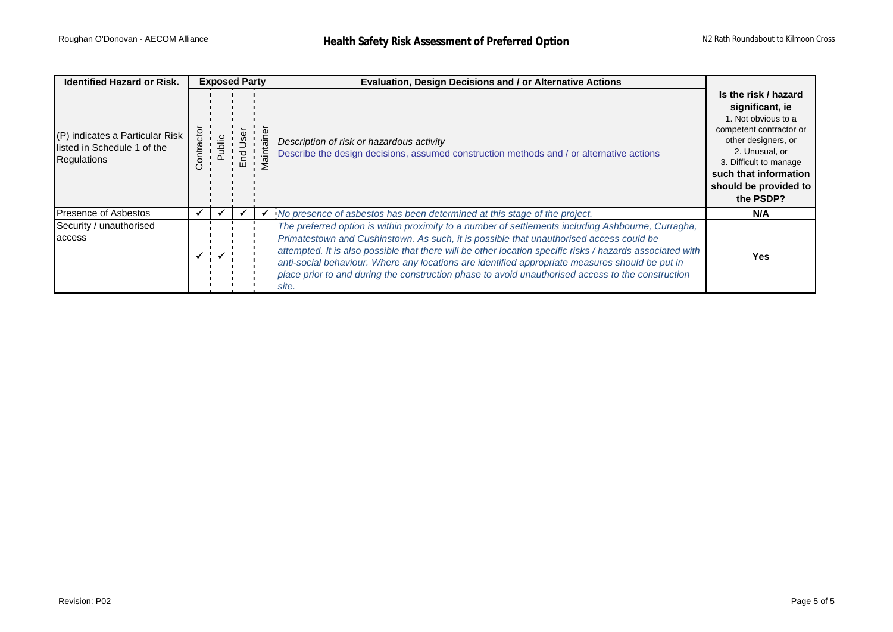| Identified Hazard or Risk. | Exposed Party | | | | Evaluation, Design Decisions and / or Alternative Actions | |
|---|---|---|---|---|---|---|
| (P) indicates a Particular Risk listed in Schedule 1 of the Regulations | Contractor | Public | End User | Maintainer | *Description of risk or hazardous activity*<br>Describe the design decisions, assumed construction methods and / or alternative actions | **Is the risk / hazard significant, ie**<br>1. Not obvious to a competent contractor or other designers, or<br>2. Unusual, or<br>3. Difficult to manage<br>**such that information should be provided to the PSDP?** |
| Presence of Asbestos | ✓ | ✓ | ✓ | ✓ | *No presence of asbestos has been determined at this stage of the project.* | **N/A** |
| Security / unauthorised access | ✓ | ✓ | | | *The preferred option is within proximity to a number of settlements including Ashbourne, Curragha, Primatestown and Cushinstown. As such, it is possible that unauthorised access could be attempted. It is also possible that there will be other location specific risks / hazards associated with anti-social behaviour. Where any locations are identified appropriate measures should be put in place prior to and during the construction phase to avoid unauthorised access to the construction site.* | **Yes** |